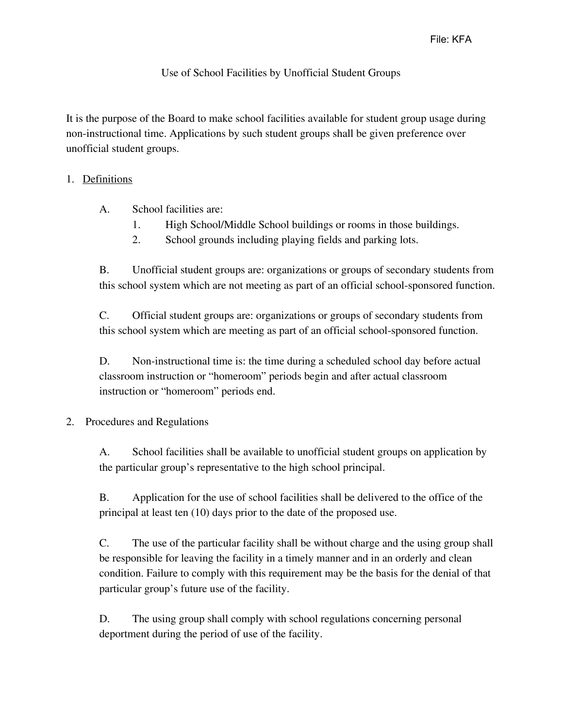File: KFA

# Use of School Facilities by Unofficial Student Groups

It is the purpose of the Board to make school facilities available for student group usage during non-instructional time. Applications by such student groups shall be given preference over unofficial student groups.

1. Definitions

   A. School facilities are:
      1. High School/Middle School buildings or rooms in those buildings.
      2. School grounds including playing fields and parking lots.

   B. Unofficial student groups are: organizations or groups of secondary students from this school system which are not meeting as part of an official school-sponsored function.

   C. Official student groups are: organizations or groups of secondary students from this school system which are meeting as part of an official school-sponsored function.

   D. Non-instructional time is: the time during a scheduled school day before actual classroom instruction or "homeroom" periods begin and after actual classroom instruction or "homeroom" periods end.

2. Procedures and Regulations

   A. School facilities shall be available to unofficial student groups on application by the particular group's representative to the high school principal.

   B. Application for the use of school facilities shall be delivered to the office of the principal at least ten (10) days prior to the date of the proposed use.

   C. The use of the particular facility shall be without charge and the using group shall be responsible for leaving the facility in a timely manner and in an orderly and clean condition. Failure to comply with this requirement may be the basis for the denial of that particular group's future use of the facility.

   D. The using group shall comply with school regulations concerning personal deportment during the period of use of the facility.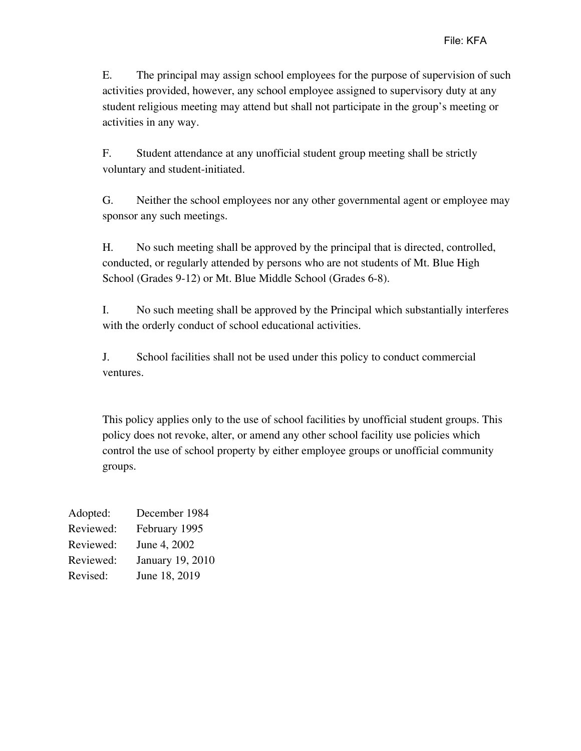E. The principal may assign school employees for the purpose of supervision of such activities provided, however, any school employee assigned to supervisory duty at any student religious meeting may attend but shall not participate in the group's meeting or activities in any way.

F. Student attendance at any unofficial student group meeting shall be strictly voluntary and student-initiated.

G. Neither the school employees nor any other governmental agent or employee may sponsor any such meetings.

H. No such meeting shall be approved by the principal that is directed, controlled, conducted, or regularly attended by persons who are not students of Mt. Blue High School (Grades 9-12) or Mt. Blue Middle School (Grades 6-8).

I. No such meeting shall be approved by the Principal which substantially interferes with the orderly conduct of school educational activities.

J. School facilities shall not be used under this policy to conduct commercial ventures.

This policy applies only to the use of school facilities by unofficial student groups. This policy does not revoke, alter, or amend any other school facility use policies which control the use of school property by either employee groups or unofficial community groups.

| | |
|---|---|
| Adopted: | December 1984 |
| Reviewed: | February 1995 |
| Reviewed: | June 4, 2002 |
| Reviewed: | January 19, 2010 |
| Revised: | June 18, 2019 |